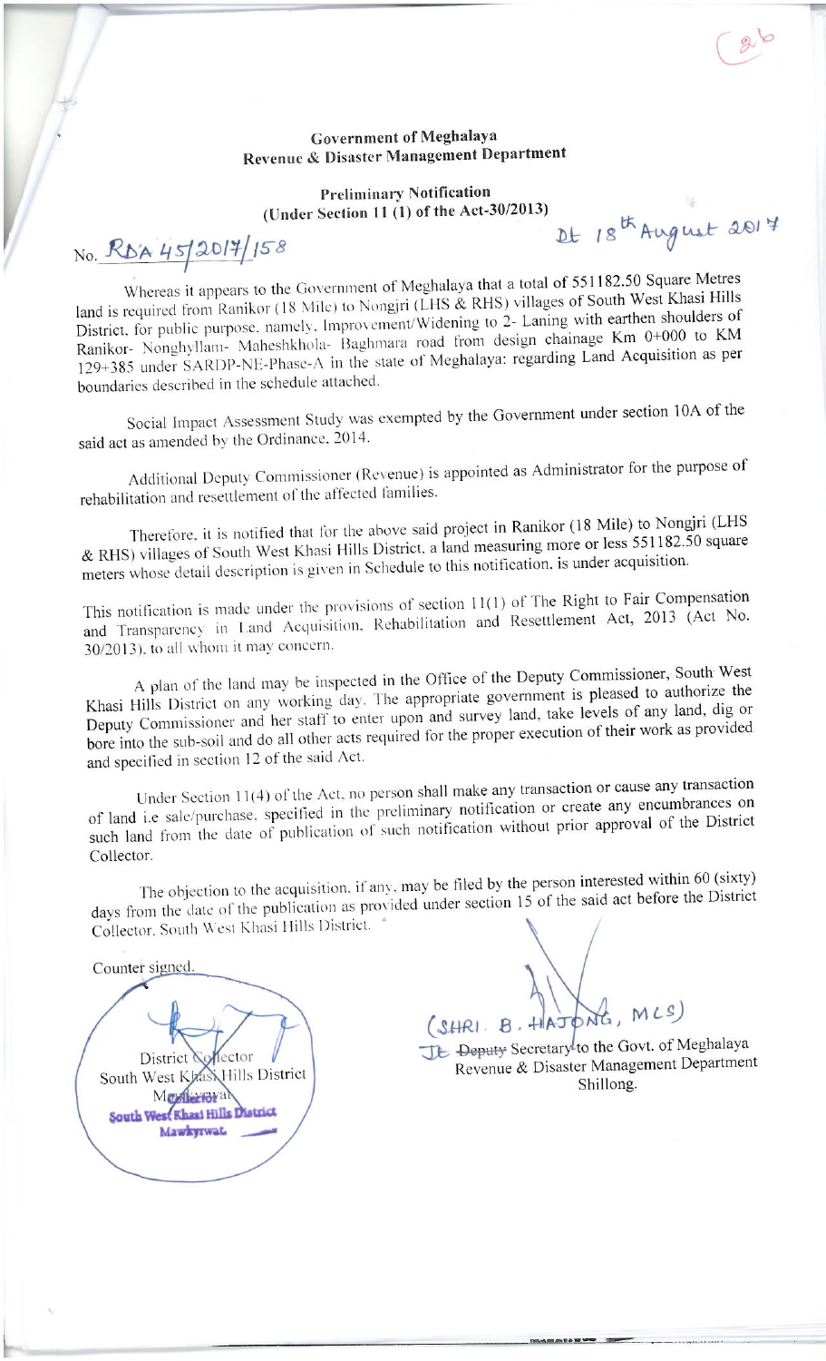Government of Meghalaya
Revenue & Disaster Management Department

**Preliminary Notification**
**(Under Section 11 (1) of the Act-30/2013)**

No. RDA 45/2017/158 Dt 18th August 2017

Whereas it appears to the Government of Meghalaya that a total of 551182.50 Square Metres land is required from Ranikor (18 Mile) to Nongjri (LHS & RHS) villages of South West Khasi Hills District, for public purpose, namely, Improvement/Widening to 2- Laning with earthen shoulders of Ranikor- Nonghyllam- Maheshkhola- Baghmara road from design chainage Km 0+000 to KM 129+385 under SARDP-NE-Phase-A in the state of Meghalaya: regarding Land Acquisition as per boundaries described in the schedule attached.

Social Impact Assessment Study was exempted by the Government under section 10A of the said act as amended by the Ordinance, 2014.

Additional Deputy Commissioner (Revenue) is appointed as Administrator for the purpose of rehabilitation and resettlement of the affected families.

Therefore, it is notified that for the above said project in Ranikor (18 Mile) to Nongjri (LHS & RHS) villages of South West Khasi Hills District, a land measuring more or less 551182.50 square meters whose detail description is given in Schedule to this notification, is under acquisition.

This notification is made under the provisions of section 11(1) of The Right to Fair Compensation and Transparency in Land Acquisition, Rehabilitation and Resettlement Act, 2013 (Act No. 30/2013), to all whom it may concern.

A plan of the land may be inspected in the Office of the Deputy Commissioner, South West Khasi Hills District on any working day. The appropriate government is pleased to authorize the Deputy Commissioner and her staff to enter upon and survey land, take levels of any land, dig or bore into the sub-soil and do all other acts required for the proper execution of their work as provided and specified in section 12 of the said Act.

Under Section 11(4) of the Act, no person shall make any transaction or cause any transaction of land i.e sale/purchase, specified in the preliminary notification or create any encumbrances on such land from the date of publication of such notification without prior approval of the District Collector.

The objection to the acquisition, if any, may be filed by the person interested within 60 (sixty) days from the date of the publication as provided under section 15 of the said act before the District Collector, South West Khasi Hills District.

Counter signed.

District Collector
South West Khasi Hills District
Mawkyrwat

(SHRI. B. HAJONG, MCS)
Jt. ~~Deputy~~ Secretary to the Govt. of Meghalaya
Revenue & Disaster Management Department
Shillong.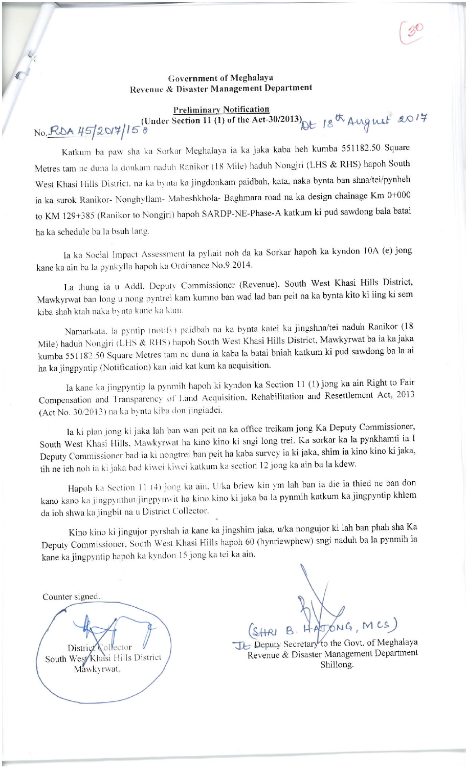Government of Meghalaya
Revenue & Disaster Management Department

**Preliminary Notification**
**(Under Section 11 (1) of the Act-30/2013)** Dt 18th August 2017

No. RDA 45/2017/158

Katkum ba paw sha ka Sorkar Meghalaya ia ka jaka kaba heh kumba 551182.50 Square Metres tam ne duna la donkam naduh Ranikor (18 Mile) haduh Nongjri (LHS & RHS) hapoh South West Khasi Hills District, na ka bynta ka jingdonkam paidbah, kata, naka bynta ban shna/tei/pynheh ia ka surok Ranikor- Nonghyllam- Maheshkhola- Baghmara road na ka design chainage Km 0+000 to KM 129+385 (Ranikor to Nongjri) hapoh SARDP-NE-Phase-A katkum ki pud sawdong bala batai ha ka schedule ba la bsuh lang.

Ia ka Social Impact Assessment la pyllait noh da ka Sorkar hapoh ka kyndon 10A (e) jong kane ka ain ba la pynkylla hapoh ka Ordinance No.9 2014.

La thung ia u Addl. Deputy Commissioner (Revenue), South West Khasi Hills District, Mawkyrwat ban long u nong pyntrei kam kumno ban wad lad ban peit na ka bynta kito ki iing ki sem kiba shah ktah naka bynta kane ka kam.

Namarkata, la pyntip (notify) paidbah na ka bynta katei ka jingshna/tei naduh Ranikor (18 Mile) haduh Nongjri (LHS & RHS) hapoh South West Khasi Hills District, Mawkyrwat ba ia ka jaka kumba 551182.50 Square Metres tam ne duna ia kaba la batai bniah katkum ki pud sawdong ba la ai ha ka jingpyntip (Notification) kan iaid kat kum ka acquisition.

Ia kane ka jingpyntip la pynmih hapoh ki kyndon ka Section 11 (1) jong ka ain Right to Fair Compensation and Transparency of Land Acquisition, Rehabilitation and Resettlement Act, 2013 (Act No. 30/2013) na ka bynta kiba don jingiadei.

Ia ki plan jong ki jaka lah ban wan peit na ka office treikam jong Ka Deputy Commissioner, South West Khasi Hills, Mawkyrwat ha kino kino ki sngi long trei. Ka sorkar ka la pynkhamti ia I Deputy Commissioner bad ia ki nongtrei ban peit ha kaba survey ia ki jaka, shim ia kino kino ki jaka, tih ne ieh noh ia ki jaka bad kiwei kiwei katkum ka section 12 jong ka ain ba la kdew.

Hapoh ka Section 11 (4) jong ka ain, U/ka briew kin ym lah ban ia die ia thied ne ban don kano kano ka jingpynthut jingpynwit ha kino kino ki jaka ba la pynmih katkum ka jingpyntip khlem da ioh shwa ka jingbit na u District Collector.

Kino kino ki jingujor pyrshah ia kane ka jingshim jaka, u/ka nongujor ki lah ban phah sha Ka Deputy Commissioner, South West Khasi Hills hapoh 60 (hynriewphew) sngi naduh ba la pynmih ia kane ka jingpyntip hapoh ka kyndon 15 jong ka tei ka ain.

Counter signed.

District Collector
South West Khasi Hills District
Mawkyrwat.

(SHRI B. HAJONG, MCS)
Jt. Deputy Secretary to the Govt. of Meghalaya
Revenue & Disaster Management Department
Shillong.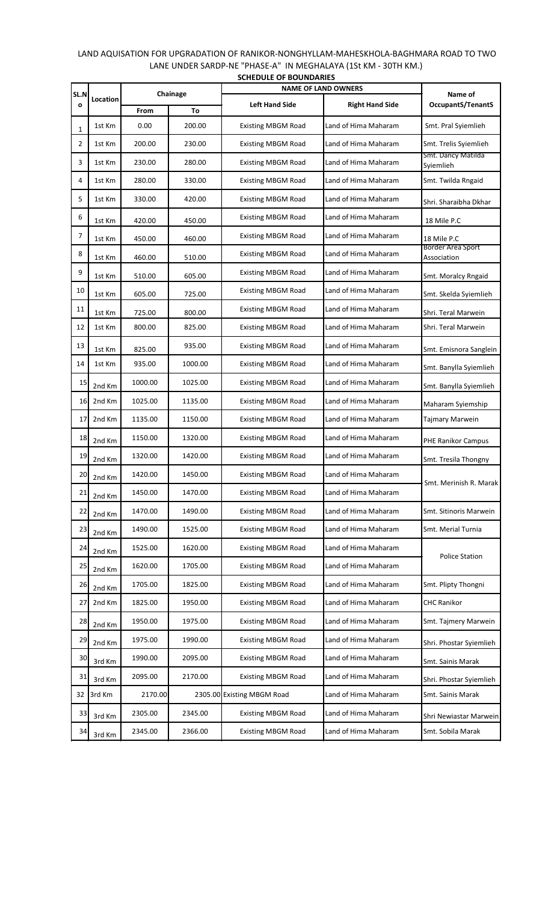LAND AQUISATION FOR UPGRADATION OF RANIKOR-NONGHYLLAM-MAHESKHOLA-BAGHMARA ROAD TO TWO LANE UNDER SARDP-NE "PHASE-A" IN MEGHALAYA (1St KM - 30TH KM.)

**SCHEDULE OF BOUNDARIES**

| SL.No | Location | Chainage | | NAME OF LAND OWNERS | | Name of OccupantS/TenantS |
|---|---|---|---|---|---|---|
| | | From | To | Left Hand Side | Right Hand Side | |
| 1 | 1st Km | 0.00 | 200.00 | Existing MBGM Road | Land of Hima Maharam | Smt. Pral Syiemlieh |
| 2 | 1st Km | 200.00 | 230.00 | Existing MBGM Road | Land of Hima Maharam | Smt. Trelis Syiemlieh |
| 3 | 1st Km | 230.00 | 280.00 | Existing MBGM Road | Land of Hima Maharam | Smt. Dancy Matilda Syiemlieh |
| 4 | 1st Km | 280.00 | 330.00 | Existing MBGM Road | Land of Hima Maharam | Smt. Twilda Rngaid |
| 5 | 1st Km | 330.00 | 420.00 | Existing MBGM Road | Land of Hima Maharam | Shri. Sharaibha Dkhar |
| 6 | 1st Km | 420.00 | 450.00 | Existing MBGM Road | Land of Hima Maharam | 18 Mile P.C |
| 7 | 1st Km | 450.00 | 460.00 | Existing MBGM Road | Land of Hima Maharam | 18 Mile P.C |
| 8 | 1st Km | 460.00 | 510.00 | Existing MBGM Road | Land of Hima Maharam | Border Area Sport Association |
| 9 | 1st Km | 510.00 | 605.00 | Existing MBGM Road | Land of Hima Maharam | Smt. Moralcy Rngaid |
| 10 | 1st Km | 605.00 | 725.00 | Existing MBGM Road | Land of Hima Maharam | Smt. Skelda Syiemlieh |
| 11 | 1st Km | 725.00 | 800.00 | Existing MBGM Road | Land of Hima Maharam | Shri. Teral Marwein |
| 12 | 1st Km | 800.00 | 825.00 | Existing MBGM Road | Land of Hima Maharam | Shri. Teral Marwein |
| 13 | 1st Km | 825.00 | 935.00 | Existing MBGM Road | Land of Hima Maharam | Smt. Emisnora Sanglein |
| 14 | 1st Km | 935.00 | 1000.00 | Existing MBGM Road | Land of Hima Maharam | Smt. Banylla Syiemlieh |
| 15 | 2nd Km | 1000.00 | 1025.00 | Existing MBGM Road | Land of Hima Maharam | Smt. Banylla Syiemlieh |
| 16 | 2nd Km | 1025.00 | 1135.00 | Existing MBGM Road | Land of Hima Maharam | Maharam Syiemship |
| 17 | 2nd Km | 1135.00 | 1150.00 | Existing MBGM Road | Land of Hima Maharam | Tajmary Marwein |
| 18 | 2nd Km | 1150.00 | 1320.00 | Existing MBGM Road | Land of Hima Maharam | PHE Ranikor Campus |
| 19 | 2nd Km | 1320.00 | 1420.00 | Existing MBGM Road | Land of Hima Maharam | Smt. Tresila Thongny |
| 20 | 2nd Km | 1420.00 | 1450.00 | Existing MBGM Road | Land of Hima Maharam | Smt. Merinish R. Marak |
| 21 | 2nd Km | 1450.00 | 1470.00 | Existing MBGM Road | Land of Hima Maharam | |
| 22 | 2nd Km | 1470.00 | 1490.00 | Existing MBGM Road | Land of Hima Maharam | Smt. Sitinoris Marwein |
| 23 | 2nd Km | 1490.00 | 1525.00 | Existing MBGM Road | Land of Hima Maharam | Smt. Merial Turnia |
| 24 | 2nd Km | 1525.00 | 1620.00 | Existing MBGM Road | Land of Hima Maharam | Police Station |
| 25 | 2nd Km | 1620.00 | 1705.00 | Existing MBGM Road | Land of Hima Maharam | |
| 26 | 2nd Km | 1705.00 | 1825.00 | Existing MBGM Road | Land of Hima Maharam | Smt. Plipty Thongni |
| 27 | 2nd Km | 1825.00 | 1950.00 | Existing MBGM Road | Land of Hima Maharam | CHC Ranikor |
| 28 | 2nd Km | 1950.00 | 1975.00 | Existing MBGM Road | Land of Hima Maharam | Smt. Tajmery Marwein |
| 29 | 2nd Km | 1975.00 | 1990.00 | Existing MBGM Road | Land of Hima Maharam | Shri. Phostar Syiemlieh |
| 30 | 3rd Km | 1990.00 | 2095.00 | Existing MBGM Road | Land of Hima Maharam | Smt. Sainis Marak |
| 31 | 3rd Km | 2095.00 | 2170.00 | Existing MBGM Road | Land of Hima Maharam | Shri. Phostar Syiemlieh |
| 32 | 3rd Km | 2170.00 | 2305.00 | Existing MBGM Road | Land of Hima Maharam | Smt. Sainis Marak |
| 33 | 3rd Km | 2305.00 | 2345.00 | Existing MBGM Road | Land of Hima Maharam | Shri Newiastar Marwein |
| 34 | 3rd Km | 2345.00 | 2366.00 | Existing MBGM Road | Land of Hima Maharam | Smt. Sobila Marak |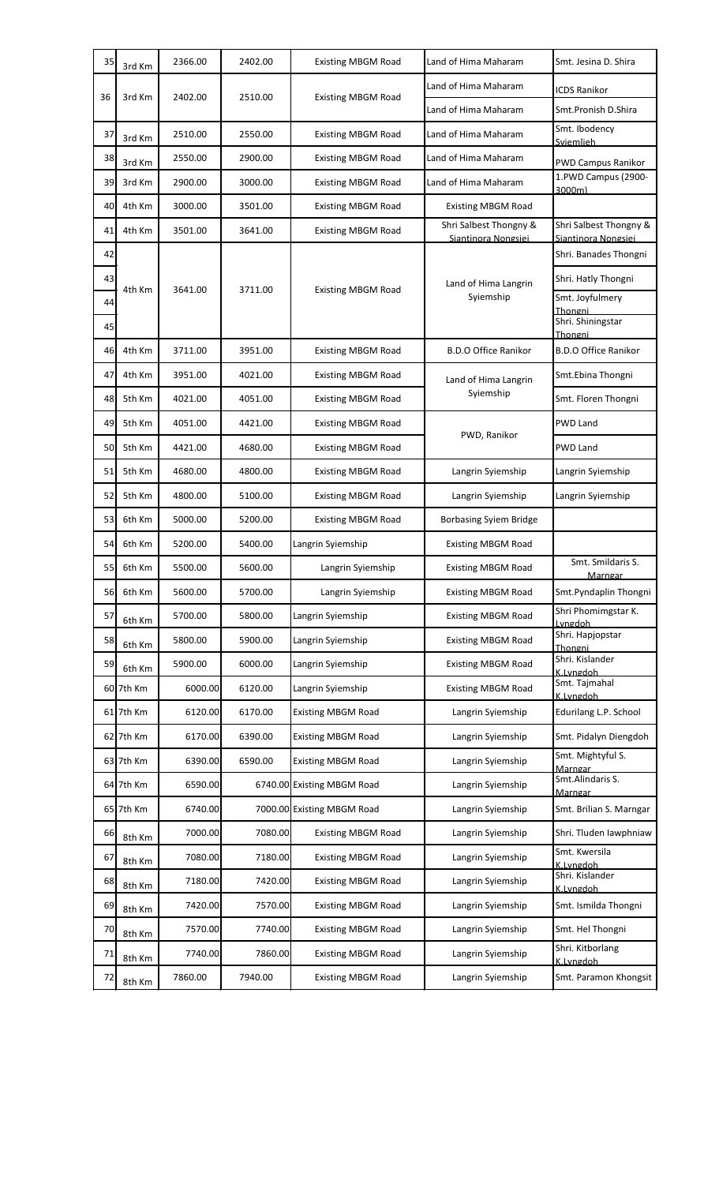| 35 | 3rd Km | 2366.00 | 2402.00 | Existing MBGM Road | Land of Hima Maharam | Smt. Jesina D. Shira |
|---|---|---|---|---|---|---|
| 36 | 3rd Km | 2402.00 | 2510.00 | Existing MBGM Road | Land of Hima Maharam | ICDS Ranikor |
| | | | | | Land of Hima Maharam | Smt.Pronish D.Shira |
| 37 | 3rd Km | 2510.00 | 2550.00 | Existing MBGM Road | Land of Hima Maharam | Smt. Ibodency Syiemlieh |
| 38 | 3rd Km | 2550.00 | 2900.00 | Existing MBGM Road | Land of Hima Maharam | PWD Campus Ranikor |
| 39 | 3rd Km | 2900.00 | 3000.00 | Existing MBGM Road | Land of Hima Maharam | 1.PWD Campus (2900-3000m) |
| 40 | 4th Km | 3000.00 | 3501.00 | Existing MBGM Road | Existing MBGM Road | |
| 41 | 4th Km | 3501.00 | 3641.00 | Existing MBGM Road | Shri Salbest Thongny & Siantinora Nongsiej | Shri Salbest Thongny & Siantinora Nongsiej |
| 42 | 4th Km | 3641.00 | 3711.00 | Existing MBGM Road | Land of Hima Langrin Syiemship | Shri. Banades Thongni |
| 43 | | | | | | Shri. Hatly Thongni |
| 44 | | | | | | Smt. Joyfulmery Thongni |
| 45 | | | | | | Shri. Shiningstar Thongni |
| 46 | 4th Km | 3711.00 | 3951.00 | Existing MBGM Road | B.D.O Office Ranikor | B.D.O Office Ranikor |
| 47 | 4th Km | 3951.00 | 4021.00 | Existing MBGM Road | Land of Hima Langrin Syiemship | Smt.Ebina Thongni |
| 48 | 5th Km | 4021.00 | 4051.00 | Existing MBGM Road | | Smt. Floren Thongni |
| 49 | 5th Km | 4051.00 | 4421.00 | Existing MBGM Road | PWD, Ranikor | PWD Land |
| 50 | 5th Km | 4421.00 | 4680.00 | Existing MBGM Road | | PWD Land |
| 51 | 5th Km | 4680.00 | 4800.00 | Existing MBGM Road | Langrin Syiemship | Langrin Syiemship |
| 52 | 5th Km | 4800.00 | 5100.00 | Existing MBGM Road | Langrin Syiemship | Langrin Syiemship |
| 53 | 6th Km | 5000.00 | 5200.00 | Existing MBGM Road | Borbasing Syiem Bridge | |
| 54 | 6th Km | 5200.00 | 5400.00 | Langrin Syiemship | Existing MBGM Road | |
| 55 | 6th Km | 5500.00 | 5600.00 | Langrin Syiemship | Existing MBGM Road | Smt. Smildaris S. Marngar |
| 56 | 6th Km | 5600.00 | 5700.00 | Langrin Syiemship | Existing MBGM Road | Smt.Pyndaplin Thongni |
| 57 | 6th Km | 5700.00 | 5800.00 | Langrin Syiemship | Existing MBGM Road | Shri Phomimgstar K. Lyngdoh |
| 58 | 6th Km | 5800.00 | 5900.00 | Langrin Syiemship | Existing MBGM Road | Shri. Hapjopstar Thongni |
| 59 | 6th Km | 5900.00 | 6000.00 | Langrin Syiemship | Existing MBGM Road | Shri. Kislander K.Lyngdoh |
| 60 | 7th Km | 6000.00 | 6120.00 | Langrin Syiemship | Existing MBGM Road | Smt. Tajmahal K.Lyngdoh |
| 61 | 7th Km | 6120.00 | 6170.00 | Existing MBGM Road | Langrin Syiemship | Edurilang L.P. School |
| 62 | 7th Km | 6170.00 | 6390.00 | Existing MBGM Road | Langrin Syiemship | Smt. Pidalyn Diengdoh |
| 63 | 7th Km | 6390.00 | 6590.00 | Existing MBGM Road | Langrin Syiemship | Smt. Mightyful S. Marngar |
| 64 | 7th Km | 6590.00 | 6740.00 | Existing MBGM Road | Langrin Syiemship | Smt.Alindaris S. Marngar |
| 65 | 7th Km | 6740.00 | 7000.00 | Existing MBGM Road | Langrin Syiemship | Smt. Brilian S. Marngar |
| 66 | 8th Km | 7000.00 | 7080.00 | Existing MBGM Road | Langrin Syiemship | Shri. Tluden Iawphniaw |
| 67 | 8th Km | 7080.00 | 7180.00 | Existing MBGM Road | Langrin Syiemship | Smt. Kwersila K.Lyngdoh |
| 68 | 8th Km | 7180.00 | 7420.00 | Existing MBGM Road | Langrin Syiemship | Shri. Kislander K.Lyngdoh |
| 69 | 8th Km | 7420.00 | 7570.00 | Existing MBGM Road | Langrin Syiemship | Smt. Ismilda Thongni |
| 70 | 8th Km | 7570.00 | 7740.00 | Existing MBGM Road | Langrin Syiemship | Smt. Hel Thongni |
| 71 | 8th Km | 7740.00 | 7860.00 | Existing MBGM Road | Langrin Syiemship | Shri. Kitborlang K.Lyngdoh |
| 72 | 8th Km | 7860.00 | 7940.00 | Existing MBGM Road | Langrin Syiemship | Smt. Paramon Khongsit |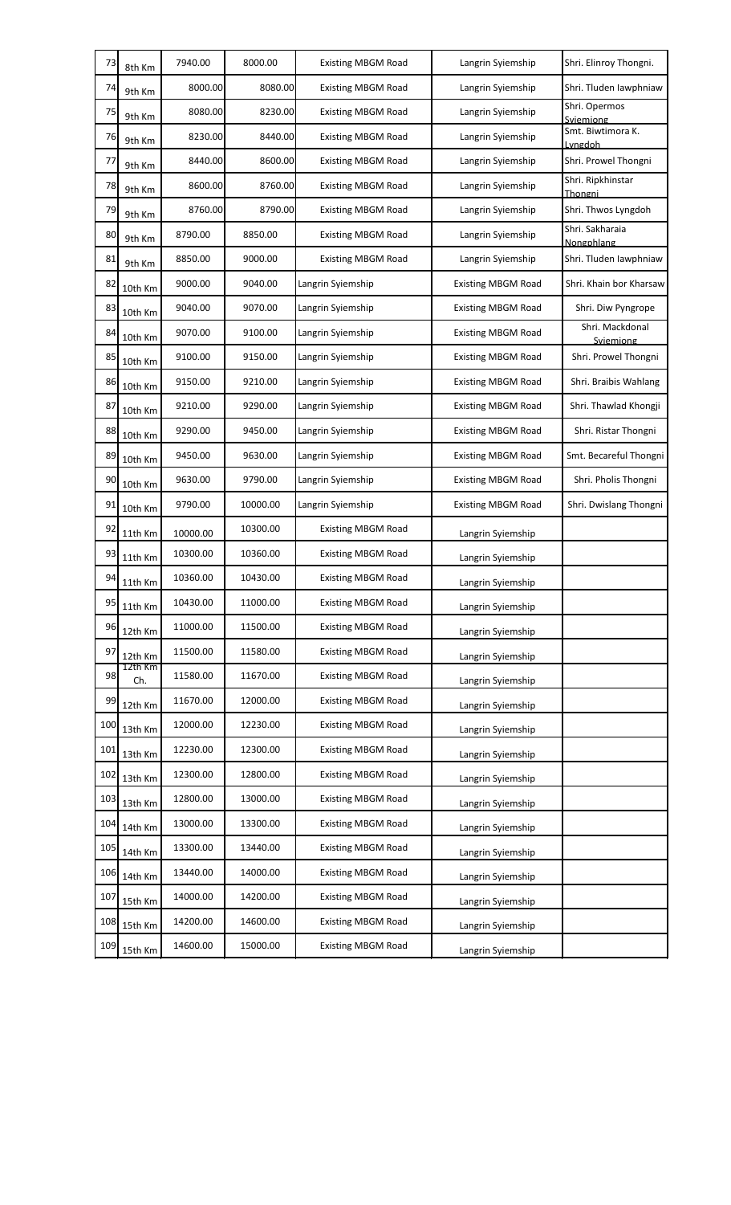| 73 | 8th Km | 7940.00 | 8000.00 | Existing MBGM Road | Langrin Syiemship | Shri. Elinroy Thongni. |
|---|---|---|---|---|---|---|
| 74 | 9th Km | 8000.00 | 8080.00 | Existing MBGM Road | Langrin Syiemship | Shri. Tluden Iawphniaw |
| 75 | 9th Km | 8080.00 | 8230.00 | Existing MBGM Road | Langrin Syiemship | Shri. Opermos Syiemiong |
| 76 | 9th Km | 8230.00 | 8440.00 | Existing MBGM Road | Langrin Syiemship | Smt. Biwtimora K. Lyngdoh |
| 77 | 9th Km | 8440.00 | 8600.00 | Existing MBGM Road | Langrin Syiemship | Shri. Prowel Thongni |
| 78 | 9th Km | 8600.00 | 8760.00 | Existing MBGM Road | Langrin Syiemship | Shri. Ripkhinstar Thongni |
| 79 | 9th Km | 8760.00 | 8790.00 | Existing MBGM Road | Langrin Syiemship | Shri. Thwos Lyngdoh |
| 80 | 9th Km | 8790.00 | 8850.00 | Existing MBGM Road | Langrin Syiemship | Shri. Sakharaia Nongphlang |
| 81 | 9th Km | 8850.00 | 9000.00 | Existing MBGM Road | Langrin Syiemship | Shri. Tluden Iawphniaw |
| 82 | 10th Km | 9000.00 | 9040.00 | Langrin Syiemship | Existing MBGM Road | Shri. Khain bor Kharsaw |
| 83 | 10th Km | 9040.00 | 9070.00 | Langrin Syiemship | Existing MBGM Road | Shri. Diw Pyngrope |
| 84 | 10th Km | 9070.00 | 9100.00 | Langrin Syiemship | Existing MBGM Road | Shri. Mackdonal Syiemiong |
| 85 | 10th Km | 9100.00 | 9150.00 | Langrin Syiemship | Existing MBGM Road | Shri. Prowel Thongni |
| 86 | 10th Km | 9150.00 | 9210.00 | Langrin Syiemship | Existing MBGM Road | Shri. Braibis Wahlang |
| 87 | 10th Km | 9210.00 | 9290.00 | Langrin Syiemship | Existing MBGM Road | Shri. Thawlad Khongji |
| 88 | 10th Km | 9290.00 | 9450.00 | Langrin Syiemship | Existing MBGM Road | Shri. Ristar Thongni |
| 89 | 10th Km | 9450.00 | 9630.00 | Langrin Syiemship | Existing MBGM Road | Smt. Becareful Thongni |
| 90 | 10th Km | 9630.00 | 9790.00 | Langrin Syiemship | Existing MBGM Road | Shri. Pholis Thongni |
| 91 | 10th Km | 9790.00 | 10000.00 | Langrin Syiemship | Existing MBGM Road | Shri. Dwislang Thongni |
| 92 | 11th Km | 10000.00 | 10300.00 | Existing MBGM Road | Langrin Syiemship | |
| 93 | 11th Km | 10300.00 | 10360.00 | Existing MBGM Road | Langrin Syiemship | |
| 94 | 11th Km | 10360.00 | 10430.00 | Existing MBGM Road | Langrin Syiemship | |
| 95 | 11th Km | 10430.00 | 11000.00 | Existing MBGM Road | Langrin Syiemship | |
| 96 | 12th Km | 11000.00 | 11500.00 | Existing MBGM Road | Langrin Syiemship | |
| 97 | 12th Km | 11500.00 | 11580.00 | Existing MBGM Road | Langrin Syiemship | |
| 98 | 12th Km Ch. | 11580.00 | 11670.00 | Existing MBGM Road | Langrin Syiemship | |
| 99 | 12th Km | 11670.00 | 12000.00 | Existing MBGM Road | Langrin Syiemship | |
| 100 | 13th Km | 12000.00 | 12230.00 | Existing MBGM Road | Langrin Syiemship | |
| 101 | 13th Km | 12230.00 | 12300.00 | Existing MBGM Road | Langrin Syiemship | |
| 102 | 13th Km | 12300.00 | 12800.00 | Existing MBGM Road | Langrin Syiemship | |
| 103 | 13th Km | 12800.00 | 13000.00 | Existing MBGM Road | Langrin Syiemship | |
| 104 | 14th Km | 13000.00 | 13300.00 | Existing MBGM Road | Langrin Syiemship | |
| 105 | 14th Km | 13300.00 | 13440.00 | Existing MBGM Road | Langrin Syiemship | |
| 106 | 14th Km | 13440.00 | 14000.00 | Existing MBGM Road | Langrin Syiemship | |
| 107 | 15th Km | 14000.00 | 14200.00 | Existing MBGM Road | Langrin Syiemship | |
| 108 | 15th Km | 14200.00 | 14600.00 | Existing MBGM Road | Langrin Syiemship | |
| 109 | 15th Km | 14600.00 | 15000.00 | Existing MBGM Road | Langrin Syiemship | |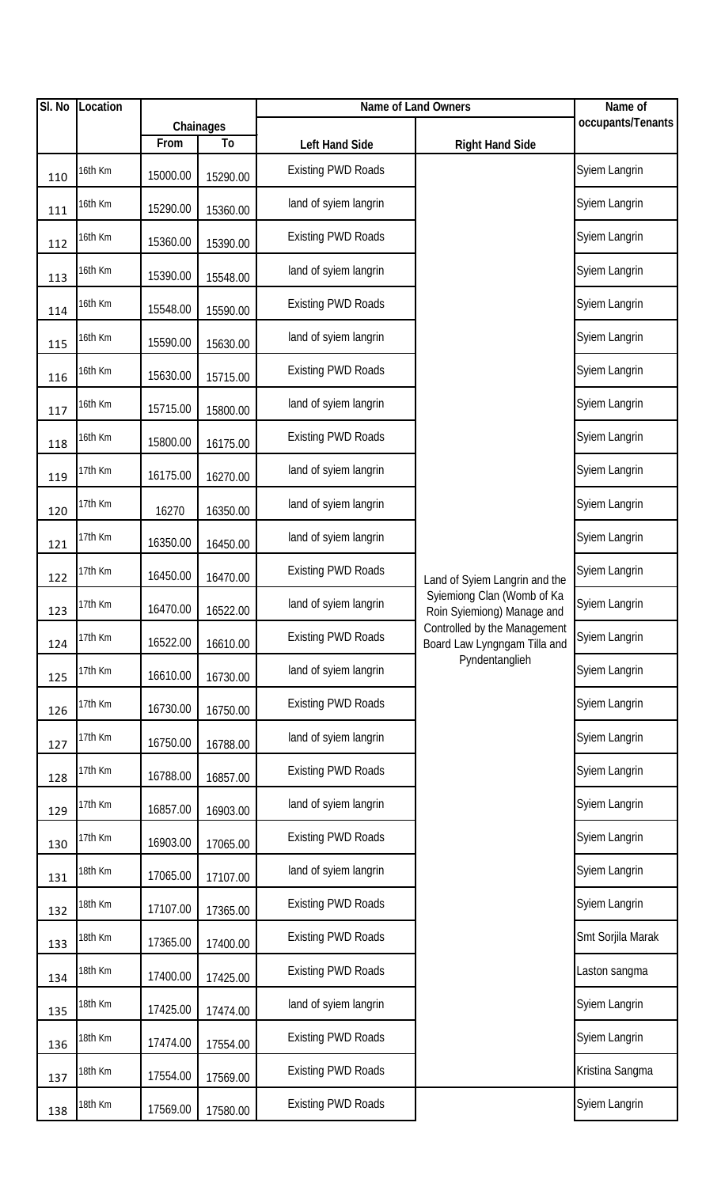| Sl. No | Location | Chainages | | Name of Land Owners | | Name of occupants/Tenants |
|---|---|---|---|---|---|---|
| | | From | To | Left Hand Side | Right Hand Side | |
| 110 | 16th Km | 15000.00 | 15290.00 | Existing PWD Roads | Land of Syiem Langrin and the Syiemiong Clan (Womb of Ka Roin Syiemiong) Manage and Controlled by the Management Board Law Lyngngam Tilla and Pyndentanglieh | Syiem Langrin |
| 111 | 16th Km | 15290.00 | 15360.00 | land of syiem langrin | | Syiem Langrin |
| 112 | 16th Km | 15360.00 | 15390.00 | Existing PWD Roads | | Syiem Langrin |
| 113 | 16th Km | 15390.00 | 15548.00 | land of syiem langrin | | Syiem Langrin |
| 114 | 16th Km | 15548.00 | 15590.00 | Existing PWD Roads | | Syiem Langrin |
| 115 | 16th Km | 15590.00 | 15630.00 | land of syiem langrin | | Syiem Langrin |
| 116 | 16th Km | 15630.00 | 15715.00 | Existing PWD Roads | | Syiem Langrin |
| 117 | 16th Km | 15715.00 | 15800.00 | land of syiem langrin | | Syiem Langrin |
| 118 | 16th Km | 15800.00 | 16175.00 | Existing PWD Roads | | Syiem Langrin |
| 119 | 17th Km | 16175.00 | 16270.00 | land of syiem langrin | | Syiem Langrin |
| 120 | 17th Km | 16270 | 16350.00 | land of syiem langrin | | Syiem Langrin |
| 121 | 17th Km | 16350.00 | 16450.00 | land of syiem langrin | | Syiem Langrin |
| 122 | 17th Km | 16450.00 | 16470.00 | Existing PWD Roads | | Syiem Langrin |
| 123 | 17th Km | 16470.00 | 16522.00 | land of syiem langrin | | Syiem Langrin |
| 124 | 17th Km | 16522.00 | 16610.00 | Existing PWD Roads | | Syiem Langrin |
| 125 | 17th Km | 16610.00 | 16730.00 | land of syiem langrin | | Syiem Langrin |
| 126 | 17th Km | 16730.00 | 16750.00 | Existing PWD Roads | | Syiem Langrin |
| 127 | 17th Km | 16750.00 | 16788.00 | land of syiem langrin | | Syiem Langrin |
| 128 | 17th Km | 16788.00 | 16857.00 | Existing PWD Roads | | Syiem Langrin |
| 129 | 17th Km | 16857.00 | 16903.00 | land of syiem langrin | | Syiem Langrin |
| 130 | 17th Km | 16903.00 | 17065.00 | Existing PWD Roads | | Syiem Langrin |
| 131 | 18th Km | 17065.00 | 17107.00 | land of syiem langrin | | Syiem Langrin |
| 132 | 18th Km | 17107.00 | 17365.00 | Existing PWD Roads | | Syiem Langrin |
| 133 | 18th Km | 17365.00 | 17400.00 | Existing PWD Roads | | Smt Sorjila Marak |
| 134 | 18th Km | 17400.00 | 17425.00 | Existing PWD Roads | | Laston sangma |
| 135 | 18th Km | 17425.00 | 17474.00 | land of syiem langrin | | Syiem Langrin |
| 136 | 18th Km | 17474.00 | 17554.00 | Existing PWD Roads | | Syiem Langrin |
| 137 | 18th Km | 17554.00 | 17569.00 | Existing PWD Roads | | Kristina Sangma |
| 138 | 18th Km | 17569.00 | 17580.00 | Existing PWD Roads | | Syiem Langrin |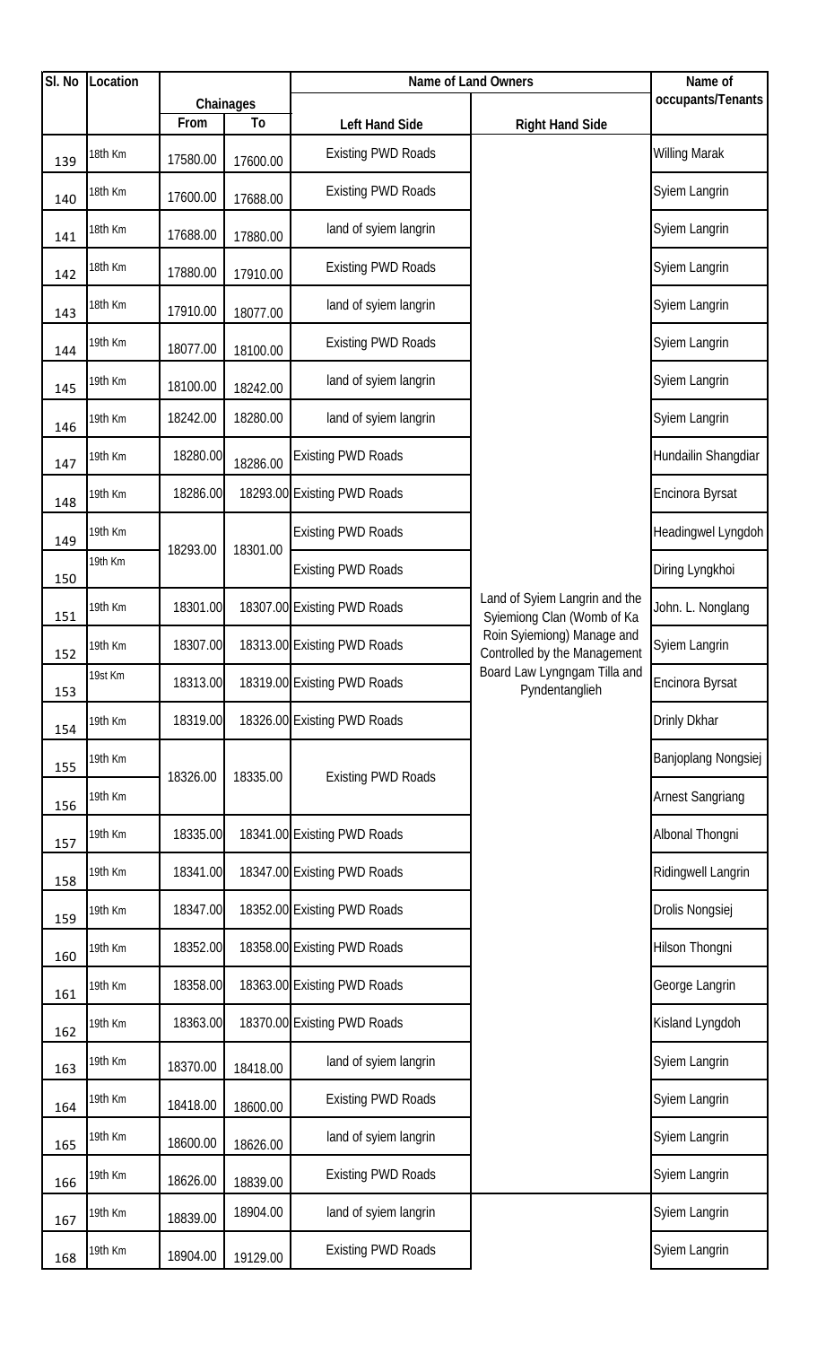| Sl. No | Location | Chainages | | Name of Land Owners | | Name of occupants/Tenants |
|---|---|---|---|---|---|---|
| | | From | To | Left Hand Side | Right Hand Side | |
| 139 | 18th Km | 17580.00 | 17600.00 | Existing PWD Roads | | Willing Marak |
| 140 | 18th Km | 17600.00 | 17688.00 | Existing PWD Roads | | Syiem Langrin |
| 141 | 18th Km | 17688.00 | 17880.00 | land of syiem langrin | | Syiem Langrin |
| 142 | 18th Km | 17880.00 | 17910.00 | Existing PWD Roads | | Syiem Langrin |
| 143 | 18th Km | 17910.00 | 18077.00 | land of syiem langrin | | Syiem Langrin |
| 144 | 19th Km | 18077.00 | 18100.00 | Existing PWD Roads | | Syiem Langrin |
| 145 | 19th Km | 18100.00 | 18242.00 | land of syiem langrin | | Syiem Langrin |
| 146 | 19th Km | 18242.00 | 18280.00 | land of syiem langrin | | Syiem Langrin |
| 147 | 19th Km | 18280.00 | 18286.00 | Existing PWD Roads | | Hundailin Shangdiar |
| 148 | 19th Km | 18286.00 | 18293.00 | Existing PWD Roads | | Encinora Byrsat |
| 149 | 19th Km | 18293.00 | 18301.00 | Existing PWD Roads | | Headingwel Lyngdoh |
| 150 | 19th Km | | | Existing PWD Roads | | Diring Lyngkhoi |
| 151 | 19th Km | 18301.00 | 18307.00 | Existing PWD Roads | Land of Syiem Langrin and the Syiemiong Clan (Womb of Ka Roin Syiemiong) Manage and Controlled by the Management Board Law Lyngngam Tilla and Pyndentanglieh | John. L. Nonglang |
| 152 | 19th Km | 18307.00 | 18313.00 | Existing PWD Roads | | Syiem Langrin |
| 153 | 19st Km | 18313.00 | 18319.00 | Existing PWD Roads | | Encinora Byrsat |
| 154 | 19th Km | 18319.00 | 18326.00 | Existing PWD Roads | | Drinly Dkhar |
| 155 | 19th Km | 18326.00 | 18335.00 | Existing PWD Roads | | Banjoplang Nongsiej |
| 156 | 19th Km | | | | | Arnest Sangriang |
| 157 | 19th Km | 18335.00 | 18341.00 | Existing PWD Roads | | Albonal Thongni |
| 158 | 19th Km | 18341.00 | 18347.00 | Existing PWD Roads | | Ridingwell Langrin |
| 159 | 19th Km | 18347.00 | 18352.00 | Existing PWD Roads | | Drolis Nongsiej |
| 160 | 19th Km | 18352.00 | 18358.00 | Existing PWD Roads | | Hilson Thongni |
| 161 | 19th Km | 18358.00 | 18363.00 | Existing PWD Roads | | George Langrin |
| 162 | 19th Km | 18363.00 | 18370.00 | Existing PWD Roads | | Kisland Lyngdoh |
| 163 | 19th Km | 18370.00 | 18418.00 | land of syiem langrin | | Syiem Langrin |
| 164 | 19th Km | 18418.00 | 18600.00 | Existing PWD Roads | | Syiem Langrin |
| 165 | 19th Km | 18600.00 | 18626.00 | land of syiem langrin | | Syiem Langrin |
| 166 | 19th Km | 18626.00 | 18839.00 | Existing PWD Roads | | Syiem Langrin |
| 167 | 19th Km | 18839.00 | 18904.00 | land of syiem langrin | | Syiem Langrin |
| 168 | 19th Km | 18904.00 | 19129.00 | Existing PWD Roads | | Syiem Langrin |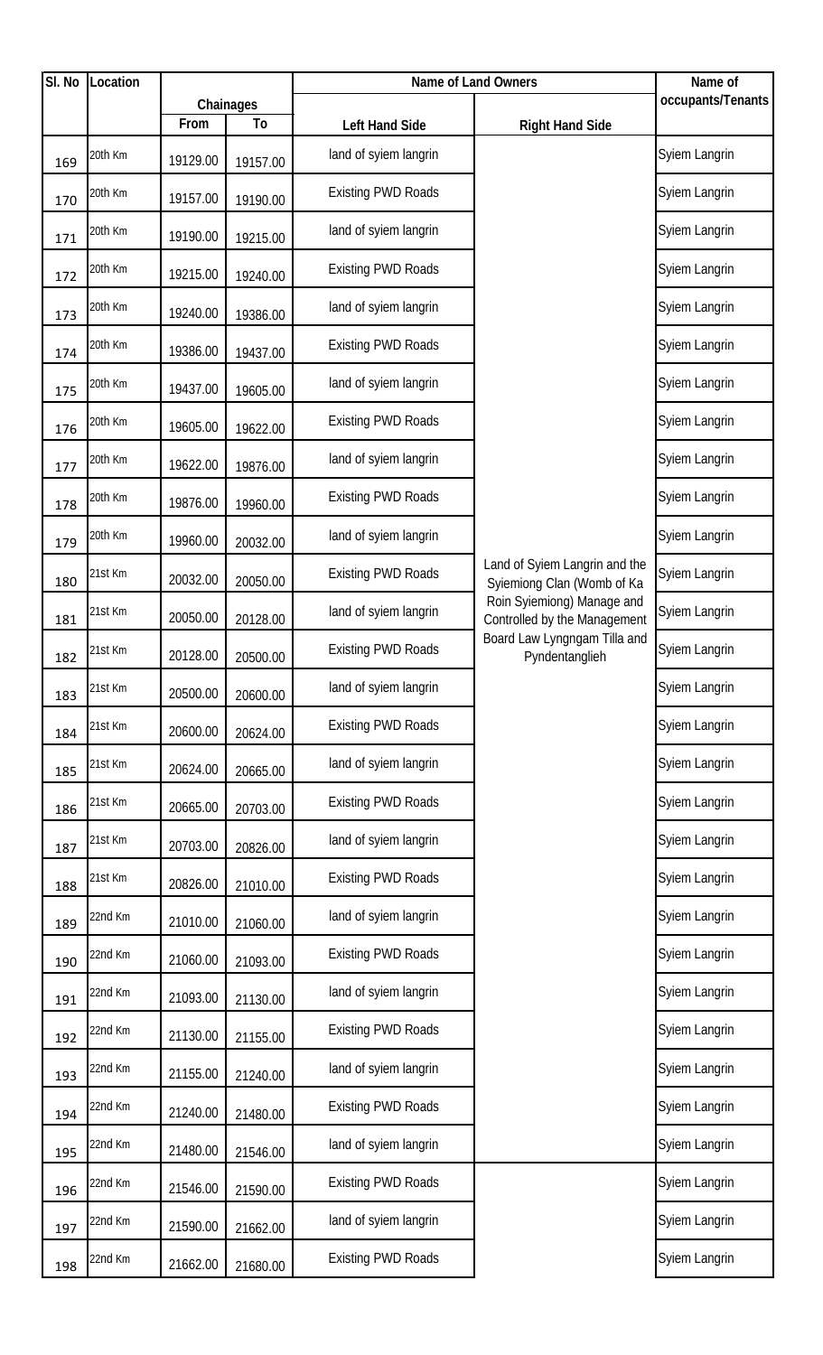| Sl. No | Location | Chainages | | Name of Land Owners | | Name of occupants/Tenants |
|---|---|---|---|---|---|---|
| | | From | To | Left Hand Side | Right Hand Side | |
| 169 | 20th Km | 19129.00 | 19157.00 | land of syiem langrin | Land of Syiem Langrin and the Syiemiong Clan (Womb of Ka Roin Syiemiong) Manage and Controlled by the Management Board Law Lyngngam Tilla and Pyndentanglieh | Syiem Langrin |
| 170 | 20th Km | 19157.00 | 19190.00 | Existing PWD Roads | | Syiem Langrin |
| 171 | 20th Km | 19190.00 | 19215.00 | land of syiem langrin | | Syiem Langrin |
| 172 | 20th Km | 19215.00 | 19240.00 | Existing PWD Roads | | Syiem Langrin |
| 173 | 20th Km | 19240.00 | 19386.00 | land of syiem langrin | | Syiem Langrin |
| 174 | 20th Km | 19386.00 | 19437.00 | Existing PWD Roads | | Syiem Langrin |
| 175 | 20th Km | 19437.00 | 19605.00 | land of syiem langrin | | Syiem Langrin |
| 176 | 20th Km | 19605.00 | 19622.00 | Existing PWD Roads | | Syiem Langrin |
| 177 | 20th Km | 19622.00 | 19876.00 | land of syiem langrin | | Syiem Langrin |
| 178 | 20th Km | 19876.00 | 19960.00 | Existing PWD Roads | | Syiem Langrin |
| 179 | 20th Km | 19960.00 | 20032.00 | land of syiem langrin | | Syiem Langrin |
| 180 | 21st Km | 20032.00 | 20050.00 | Existing PWD Roads | | Syiem Langrin |
| 181 | 21st Km | 20050.00 | 20128.00 | land of syiem langrin | | Syiem Langrin |
| 182 | 21st Km | 20128.00 | 20500.00 | Existing PWD Roads | | Syiem Langrin |
| 183 | 21st Km | 20500.00 | 20600.00 | land of syiem langrin | | Syiem Langrin |
| 184 | 21st Km | 20600.00 | 20624.00 | Existing PWD Roads | | Syiem Langrin |
| 185 | 21st Km | 20624.00 | 20665.00 | land of syiem langrin | | Syiem Langrin |
| 186 | 21st Km | 20665.00 | 20703.00 | Existing PWD Roads | | Syiem Langrin |
| 187 | 21st Km | 20703.00 | 20826.00 | land of syiem langrin | | Syiem Langrin |
| 188 | 21st Km | 20826.00 | 21010.00 | Existing PWD Roads | | Syiem Langrin |
| 189 | 22nd Km | 21010.00 | 21060.00 | land of syiem langrin | | Syiem Langrin |
| 190 | 22nd Km | 21060.00 | 21093.00 | Existing PWD Roads | | Syiem Langrin |
| 191 | 22nd Km | 21093.00 | 21130.00 | land of syiem langrin | | Syiem Langrin |
| 192 | 22nd Km | 21130.00 | 21155.00 | Existing PWD Roads | | Syiem Langrin |
| 193 | 22nd Km | 21155.00 | 21240.00 | land of syiem langrin | | Syiem Langrin |
| 194 | 22nd Km | 21240.00 | 21480.00 | Existing PWD Roads | | Syiem Langrin |
| 195 | 22nd Km | 21480.00 | 21546.00 | land of syiem langrin | | Syiem Langrin |
| 196 | 22nd Km | 21546.00 | 21590.00 | Existing PWD Roads | | Syiem Langrin |
| 197 | 22nd Km | 21590.00 | 21662.00 | land of syiem langrin | | Syiem Langrin |
| 198 | 22nd Km | 21662.00 | 21680.00 | Existing PWD Roads | | Syiem Langrin |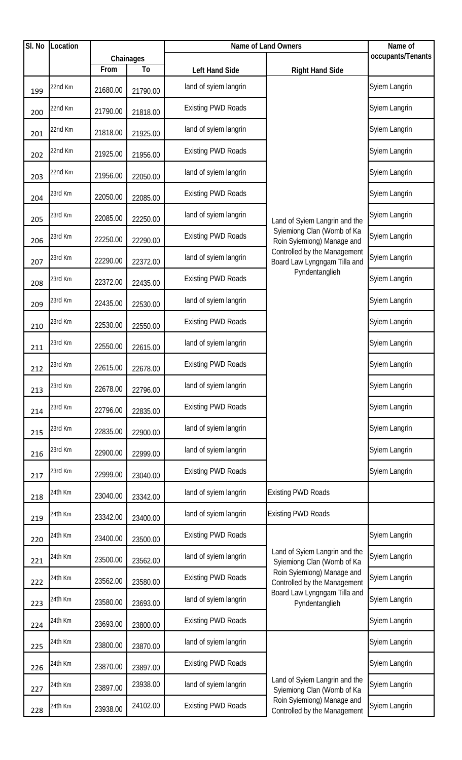| Sl. No | Location | Chainages | | Name of Land Owners | | Name of occupants/Tenants |
|---|---|---|---|---|---|---|
| | | From | To | Left Hand Side | Right Hand Side | |
| 199 | 22nd Km | 21680.00 | 21790.00 | land of syiem langrin | Land of Syiem Langrin and the Syiemiong Clan (Womb of Ka Roin Syiemiong) Manage and Controlled by the Management Board Law Lyngngam Tilla and Pyndentanglieh | Syiem Langrin |
| 200 | 22nd Km | 21790.00 | 21818.00 | Existing PWD Roads | | Syiem Langrin |
| 201 | 22nd Km | 21818.00 | 21925.00 | land of syiem langrin | | Syiem Langrin |
| 202 | 22nd Km | 21925.00 | 21956.00 | Existing PWD Roads | | Syiem Langrin |
| 203 | 22nd Km | 21956.00 | 22050.00 | land of syiem langrin | | Syiem Langrin |
| 204 | 23rd Km | 22050.00 | 22085.00 | Existing PWD Roads | | Syiem Langrin |
| 205 | 23rd Km | 22085.00 | 22250.00 | land of syiem langrin | | Syiem Langrin |
| 206 | 23rd Km | 22250.00 | 22290.00 | Existing PWD Roads | | Syiem Langrin |
| 207 | 23rd Km | 22290.00 | 22372.00 | land of syiem langrin | | Syiem Langrin |
| 208 | 23rd Km | 22372.00 | 22435.00 | Existing PWD Roads | | Syiem Langrin |
| 209 | 23rd Km | 22435.00 | 22530.00 | land of syiem langrin | | Syiem Langrin |
| 210 | 23rd Km | 22530.00 | 22550.00 | Existing PWD Roads | | Syiem Langrin |
| 211 | 23rd Km | 22550.00 | 22615.00 | land of syiem langrin | | Syiem Langrin |
| 212 | 23rd Km | 22615.00 | 22678.00 | Existing PWD Roads | | Syiem Langrin |
| 213 | 23rd Km | 22678.00 | 22796.00 | land of syiem langrin | | Syiem Langrin |
| 214 | 23rd Km | 22796.00 | 22835.00 | Existing PWD Roads | | Syiem Langrin |
| 215 | 23rd Km | 22835.00 | 22900.00 | land of syiem langrin | | Syiem Langrin |
| 216 | 23rd Km | 22900.00 | 22999.00 | land of syiem langrin | | Syiem Langrin |
| 217 | 23rd Km | 22999.00 | 23040.00 | Existing PWD Roads | | Syiem Langrin |
| 218 | 24th Km | 23040.00 | 23342.00 | land of syiem langrin | Existing PWD Roads | |
| 219 | 24th Km | 23342.00 | 23400.00 | land of syiem langrin | Existing PWD Roads | |
| 220 | 24th Km | 23400.00 | 23500.00 | Existing PWD Roads | Land of Syiem Langrin and the Syiemiong Clan (Womb of Ka Roin Syiemiong) Manage and Controlled by the Management Board Law Lyngngam Tilla and Pyndentanglieh | Syiem Langrin |
| 221 | 24th Km | 23500.00 | 23562.00 | land of syiem langrin | | Syiem Langrin |
| 222 | 24th Km | 23562.00 | 23580.00 | Existing PWD Roads | | Syiem Langrin |
| 223 | 24th Km | 23580.00 | 23693.00 | land of syiem langrin | | Syiem Langrin |
| 224 | 24th Km | 23693.00 | 23800.00 | Existing PWD Roads | | Syiem Langrin |
| 225 | 24th Km | 23800.00 | 23870.00 | land of syiem langrin | Land of Syiem Langrin and the Syiemiong Clan (Womb of Ka Roin Syiemiong) Manage and Controlled by the Management | Syiem Langrin |
| 226 | 24th Km | 23870.00 | 23897.00 | Existing PWD Roads | | Syiem Langrin |
| 227 | 24th Km | 23897.00 | 23938.00 | land of syiem langrin | | Syiem Langrin |
| 228 | 24th Km | 23938.00 | 24102.00 | Existing PWD Roads | | Syiem Langrin |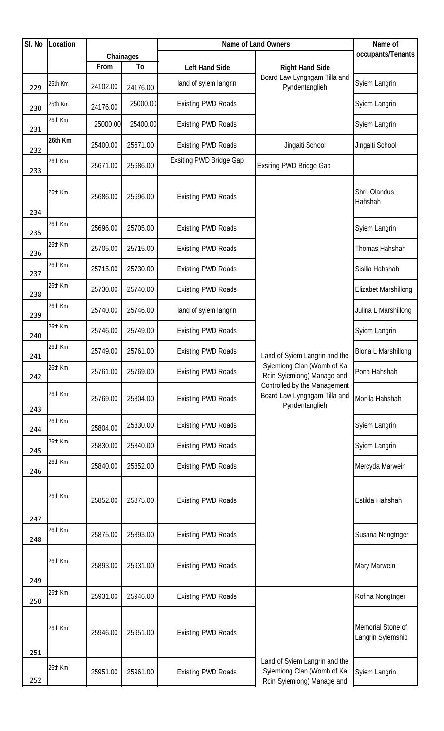| Sl. No | Location | Chainages | | Name of Land Owners | | Name of occupants/Tenants |
|---|---|---|---|---|---|---|
| | | From | To | Left Hand Side | Right Hand Side | |
| 229 | 25th Km | 24102.00 | 24176.00 | land of syiem langrin | Board Law Lyngngam Tilla and Pyndentanglieh | Syiem Langrin |
| 230 | 25th Km | 24176.00 | 25000.00 | Existing PWD Roads | | Syiem Langrin |
| 231 | 26th Km | 25000.00 | 25400.00 | Existing PWD Roads | | Syiem Langrin |
| 232 | 26th Km | 25400.00 | 25671.00 | Existing PWD Roads | Jingaiti School | Jingaiti School |
| 233 | 26th Km | 25671.00 | 25686.00 | Exsiting PWD Bridge Gap | Exsiting PWD Bridge Gap | |
| 234 | 26th Km | 25686.00 | 25696.00 | Existing PWD Roads | Land of Syiem Langrin and the Syiemiong Clan (Womb of Ka Roin Syiemiong) Manage and Controlled by the Management Board Law Lyngngam Tilla and Pyndentanglieh | Shri. Olandus Hahshah |
| 235 | 26th Km | 25696.00 | 25705.00 | Existing PWD Roads | | Syiem Langrin |
| 236 | 26th Km | 25705.00 | 25715.00 | Existing PWD Roads | | Thomas Hahshah |
| 237 | 26th Km | 25715.00 | 25730.00 | Existing PWD Roads | | Sisilia Hahshah |
| 238 | 26th Km | 25730.00 | 25740.00 | Existing PWD Roads | | Elizabet Marshillong |
| 239 | 26th Km | 25740.00 | 25746.00 | land of syiem langrin | | Julina L Marshillong |
| 240 | 26th Km | 25746.00 | 25749.00 | Existing PWD Roads | | Syiem Langrin |
| 241 | 26th Km | 25749.00 | 25761.00 | Existing PWD Roads | | Biona L Marshillong |
| 242 | 26th Km | 25761.00 | 25769.00 | Existing PWD Roads | | Pona Hahshah |
| 243 | 26th Km | 25769.00 | 25804.00 | Existing PWD Roads | | Monila Hahshah |
| 244 | 26th Km | 25804.00 | 25830.00 | Existing PWD Roads | | Syiem Langrin |
| 245 | 26th Km | 25830.00 | 25840.00 | Existing PWD Roads | | Syiem Langrin |
| 246 | 26th Km | 25840.00 | 25852.00 | Existing PWD Roads | | Mercyda Marwein |
| 247 | 26th Km | 25852.00 | 25875.00 | Existing PWD Roads | | Estilda Hahshah |
| 248 | 26th Km | 25875.00 | 25893.00 | Existing PWD Roads | | Susana Nongtnger |
| 249 | 26th Km | 25893.00 | 25931.00 | Existing PWD Roads | | Mary Marwein |
| 250 | 26th Km | 25931.00 | 25946.00 | Existing PWD Roads | | Rofina Nongtnger |
| 251 | 26th Km | 25946.00 | 25951.00 | Existing PWD Roads | | Memorial Stone of Langrin Syiemship |
| 252 | 26th Km | 25951.00 | 25961.00 | Existing PWD Roads | Land of Syiem Langrin and the Syiemiong Clan (Womb of Ka Roin Syiemiong) Manage and | Syiem Langrin |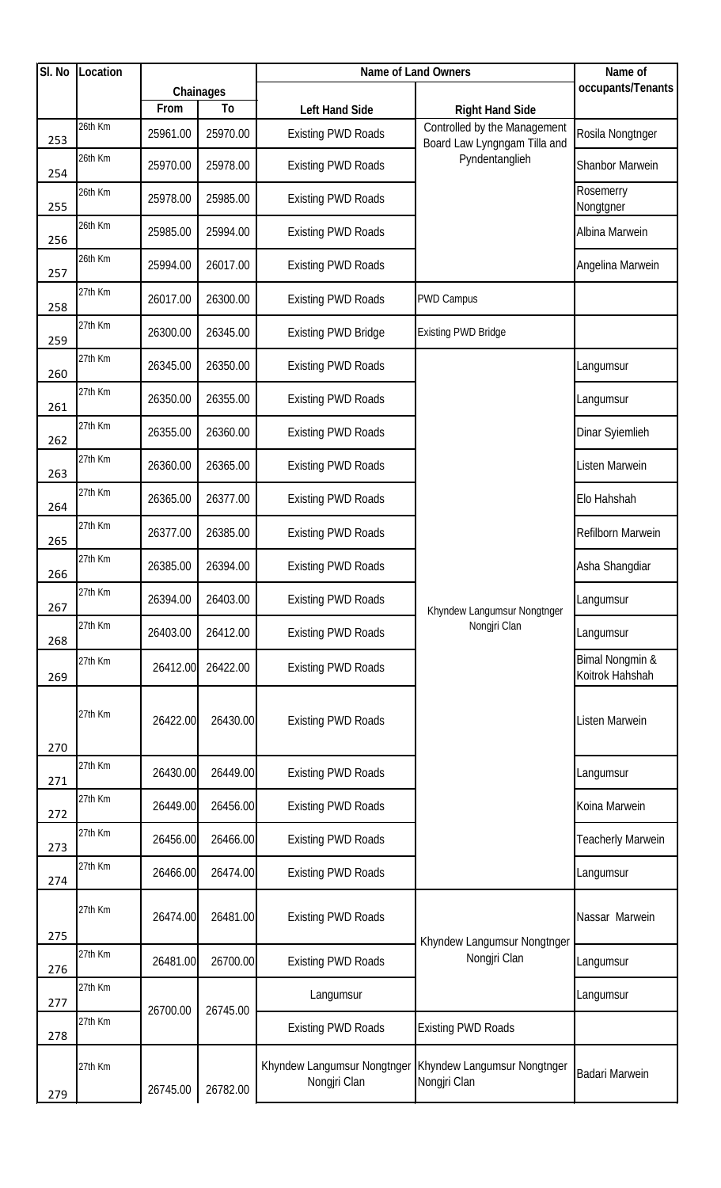| Sl. No | Location | Chainages | | Name of Land Owners | | Name of occupants/Tenants |
|---|---|---|---|---|---|---|
| | | From | To | Left Hand Side | Right Hand Side | |
| 253 | 26th Km | 25961.00 | 25970.00 | Existing PWD Roads | Controlled by the Management Board Law Lyngngam Tilla and Pyndentanglieh | Rosila Nongtnger |
| 254 | 26th Km | 25970.00 | 25978.00 | Existing PWD Roads | | Shanbor Marwein |
| 255 | 26th Km | 25978.00 | 25985.00 | Existing PWD Roads | | Rosemerry Nongtgner |
| 256 | 26th Km | 25985.00 | 25994.00 | Existing PWD Roads | | Albina Marwein |
| 257 | 26th Km | 25994.00 | 26017.00 | Existing PWD Roads | | Angelina Marwein |
| 258 | 27th Km | 26017.00 | 26300.00 | Existing PWD Roads | PWD Campus | |
| 259 | 27th Km | 26300.00 | 26345.00 | Existing PWD Bridge | Existing PWD Bridge | |
| 260 | 27th Km | 26345.00 | 26350.00 | Existing PWD Roads | Khyndew Langumsur Nongtnger Nongjri Clan | Langumsur |
| 261 | 27th Km | 26350.00 | 26355.00 | Existing PWD Roads | | Langumsur |
| 262 | 27th Km | 26355.00 | 26360.00 | Existing PWD Roads | | Dinar Syiemlieh |
| 263 | 27th Km | 26360.00 | 26365.00 | Existing PWD Roads | | Listen Marwein |
| 264 | 27th Km | 26365.00 | 26377.00 | Existing PWD Roads | | Elo Hahshah |
| 265 | 27th Km | 26377.00 | 26385.00 | Existing PWD Roads | | Refilborn Marwein |
| 266 | 27th Km | 26385.00 | 26394.00 | Existing PWD Roads | | Asha Shangdiar |
| 267 | 27th Km | 26394.00 | 26403.00 | Existing PWD Roads | | Langumsur |
| 268 | 27th Km | 26403.00 | 26412.00 | Existing PWD Roads | | Langumsur |
| 269 | 27th Km | 26412.00 | 26422.00 | Existing PWD Roads | | Bimal Nongmin & Koitrok Hahshah |
| 270 | 27th Km | 26422.00 | 26430.00 | Existing PWD Roads | | Listen Marwein |
| 271 | 27th Km | 26430.00 | 26449.00 | Existing PWD Roads | | Langumsur |
| 272 | 27th Km | 26449.00 | 26456.00 | Existing PWD Roads | | Koina Marwein |
| 273 | 27th Km | 26456.00 | 26466.00 | Existing PWD Roads | | Teacherly Marwein |
| 274 | 27th Km | 26466.00 | 26474.00 | Existing PWD Roads | | Langumsur |
| 275 | 27th Km | 26474.00 | 26481.00 | Existing PWD Roads | Khyndew Langumsur Nongtnger Nongjri Clan | Nassar Marwein |
| 276 | 27th Km | 26481.00 | 26700.00 | Existing PWD Roads | | Langumsur |
| 277 | 27th Km | 26700.00 | 26745.00 | Langumsur | | Langumsur |
| 278 | 27th Km | | | Existing PWD Roads | Existing PWD Roads | |
| 279 | 27th Km | 26745.00 | 26782.00 | Khyndew Langumsur Nongtnger Nongjri Clan | Khyndew Langumsur Nongtnger Nongjri Clan | Badari Marwein |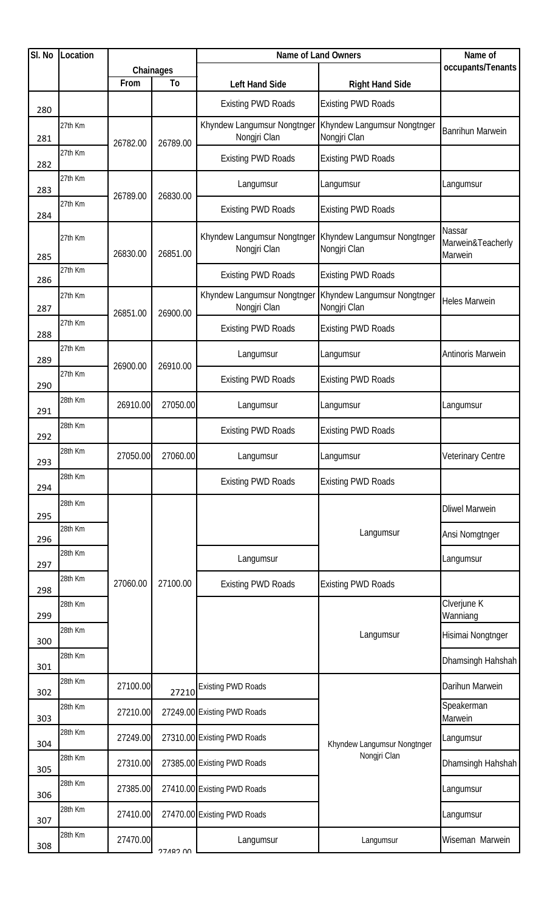| Sl. No | Location | Chainages | | Name of Land Owners | | Name of occupants/Tenants |
|---|---|---|---|---|---|---|
| | | From | To | Left Hand Side | Right Hand Side | |
| 280 | | | | Existing PWD Roads | Existing PWD Roads | |
| 281 | 27th Km | 26782.00 | 26789.00 | Khyndew Langumsur Nongtnger Nongjri Clan | Khyndew Langumsur Nongtnger Nongjri Clan | Banrihun Marwein |
| 282 | 27th Km | | | Existing PWD Roads | Existing PWD Roads | |
| 283 | 27th Km | 26789.00 | 26830.00 | Langumsur | Langumsur | Langumsur |
| 284 | 27th Km | | | Existing PWD Roads | Existing PWD Roads | |
| 285 | 27th Km | 26830.00 | 26851.00 | Khyndew Langumsur Nongtnger Nongjri Clan | Khyndew Langumsur Nongtnger Nongjri Clan | Nassar Marwein&Teacherly Marwein |
| 286 | 27th Km | | | Existing PWD Roads | Existing PWD Roads | |
| 287 | 27th Km | 26851.00 | 26900.00 | Khyndew Langumsur Nongtnger Nongjri Clan | Khyndew Langumsur Nongtnger Nongjri Clan | Heles Marwein |
| 288 | 27th Km | | | Existing PWD Roads | Existing PWD Roads | |
| 289 | 27th Km | 26900.00 | 26910.00 | Langumsur | Langumsur | Antinoris Marwein |
| 290 | 27th Km | | | Existing PWD Roads | Existing PWD Roads | |
| 291 | 28th Km | 26910.00 | 27050.00 | Langumsur | Langumsur | Langumsur |
| 292 | 28th Km | | | Existing PWD Roads | Existing PWD Roads | |
| 293 | 28th Km | 27050.00 | 27060.00 | Langumsur | Langumsur | Veterinary Centre |
| 294 | 28th Km | | | Existing PWD Roads | Existing PWD Roads | |
| 295 | 28th Km | 27060.00 | 27100.00 | Langumsur | Langumsur | Dliwel Marwein |
| 296 | 28th Km | | | | | Ansi Nomgtnger |
| 297 | 28th Km | | | | | Langumsur |
| 298 | 28th Km | | | Existing PWD Roads | Existing PWD Roads | |
| 299 | 28th Km | | | | Langumsur | Clverjune K Wanniang |
| 300 | 28th Km | | | | | Hisimai Nongtnger |
| 301 | 28th Km | | | | | Dhamsingh Hahshah |
| 302 | 28th Km | 27100.00 | 27210 | Existing PWD Roads | Khyndew Langumsur Nongtnger Nongjri Clan | Darihun Marwein |
| 303 | 28th Km | 27210.00 | 27249.00 | Existing PWD Roads | | Speakerman Marwein |
| 304 | 28th Km | 27249.00 | 27310.00 | Existing PWD Roads | | Langumsur |
| 305 | 28th Km | 27310.00 | 27385.00 | Existing PWD Roads | | Dhamsingh Hahshah |
| 306 | 28th Km | 27385.00 | 27410.00 | Existing PWD Roads | | Langumsur |
| 307 | 28th Km | 27410.00 | 27470.00 | Existing PWD Roads | | Langumsur |
| 308 | 28th Km | 27470.00 | 27482.00 | Langumsur | Langumsur | Wiseman Marwein |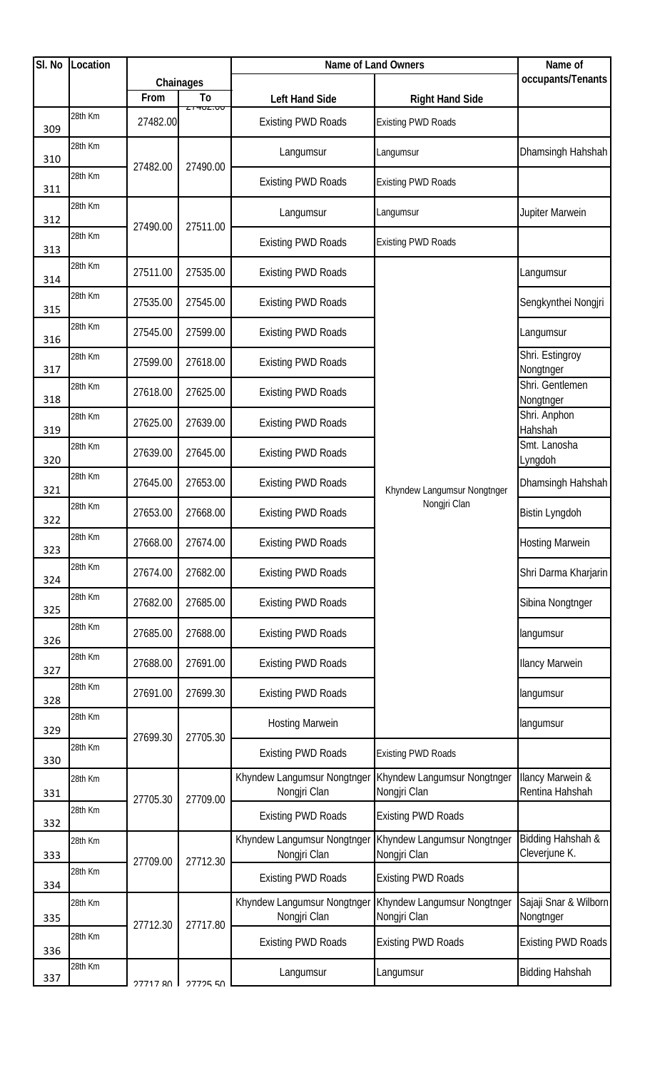| Sl. No | Location | Chainages | | Name of Land Owners | | Name of occupants/Tenants |
|---|---|---|---|---|---|---|
| | | From | To | Left Hand Side | Right Hand Side | |
| 309 | 28th Km | 27482.00 | 27482.00 | Existing PWD Roads | Existing PWD Roads | |
| 310 | 28th Km | 27482.00 | 27490.00 | Langumsur | Langumsur | Dhamsingh Hahshah |
| 311 | 28th Km | | | Existing PWD Roads | Existing PWD Roads | |
| 312 | 28th Km | 27490.00 | 27511.00 | Langumsur | Langumsur | Jupiter Marwein |
| 313 | 28th Km | | | Existing PWD Roads | Existing PWD Roads | |
| 314 | 28th Km | 27511.00 | 27535.00 | Existing PWD Roads | Khyndew Langumsur Nongtnger Nongjri Clan | Langumsur |
| 315 | 28th Km | 27535.00 | 27545.00 | Existing PWD Roads | | Sengkynthei Nongjri |
| 316 | 28th Km | 27545.00 | 27599.00 | Existing PWD Roads | | Langumsur |
| 317 | 28th Km | 27599.00 | 27618.00 | Existing PWD Roads | | Shri. Estingroy Nongtnger |
| 318 | 28th Km | 27618.00 | 27625.00 | Existing PWD Roads | | Shri. Gentlemen Nongtnger |
| 319 | 28th Km | 27625.00 | 27639.00 | Existing PWD Roads | | Shri. Anphon Hahshah |
| 320 | 28th Km | 27639.00 | 27645.00 | Existing PWD Roads | | Smt. Lanosha Lyngdoh |
| 321 | 28th Km | 27645.00 | 27653.00 | Existing PWD Roads | | Dhamsingh Hahshah |
| 322 | 28th Km | 27653.00 | 27668.00 | Existing PWD Roads | | Bistin Lyngdoh |
| 323 | 28th Km | 27668.00 | 27674.00 | Existing PWD Roads | | Hosting Marwein |
| 324 | 28th Km | 27674.00 | 27682.00 | Existing PWD Roads | | Shri Darma Kharjarin |
| 325 | 28th Km | 27682.00 | 27685.00 | Existing PWD Roads | | Sibina Nongtnger |
| 326 | 28th Km | 27685.00 | 27688.00 | Existing PWD Roads | | langumsur |
| 327 | 28th Km | 27688.00 | 27691.00 | Existing PWD Roads | | Ilancy Marwein |
| 328 | 28th Km | 27691.00 | 27699.30 | Existing PWD Roads | | langumsur |
| 329 | 28th Km | 27699.30 | 27705.30 | Hosting Marwein | | langumsur |
| 330 | 28th Km | | | Existing PWD Roads | Existing PWD Roads | |
| 331 | 28th Km | 27705.30 | 27709.00 | Khyndew Langumsur Nongtnger Nongjri Clan | Khyndew Langumsur Nongtnger Nongjri Clan | Ilancy Marwein & Rentina Hahshah |
| 332 | 28th Km | | | Existing PWD Roads | Existing PWD Roads | |
| 333 | 28th Km | 27709.00 | 27712.30 | Khyndew Langumsur Nongtnger Nongjri Clan | Khyndew Langumsur Nongtnger Nongjri Clan | Bidding Hahshah & Cleverjune K. |
| 334 | 28th Km | | | Existing PWD Roads | Existing PWD Roads | |
| 335 | 28th Km | 27712.30 | 27717.80 | Khyndew Langumsur Nongtnger Nongjri Clan | Khyndew Langumsur Nongtnger Nongjri Clan | Sajaji Snar & Wilborn Nongtnger |
| 336 | 28th Km | | | Existing PWD Roads | Existing PWD Roads | Existing PWD Roads |
| 337 | 28th Km | 27717.80 | 27725.50 | Langumsur | Langumsur | Bidding Hahshah |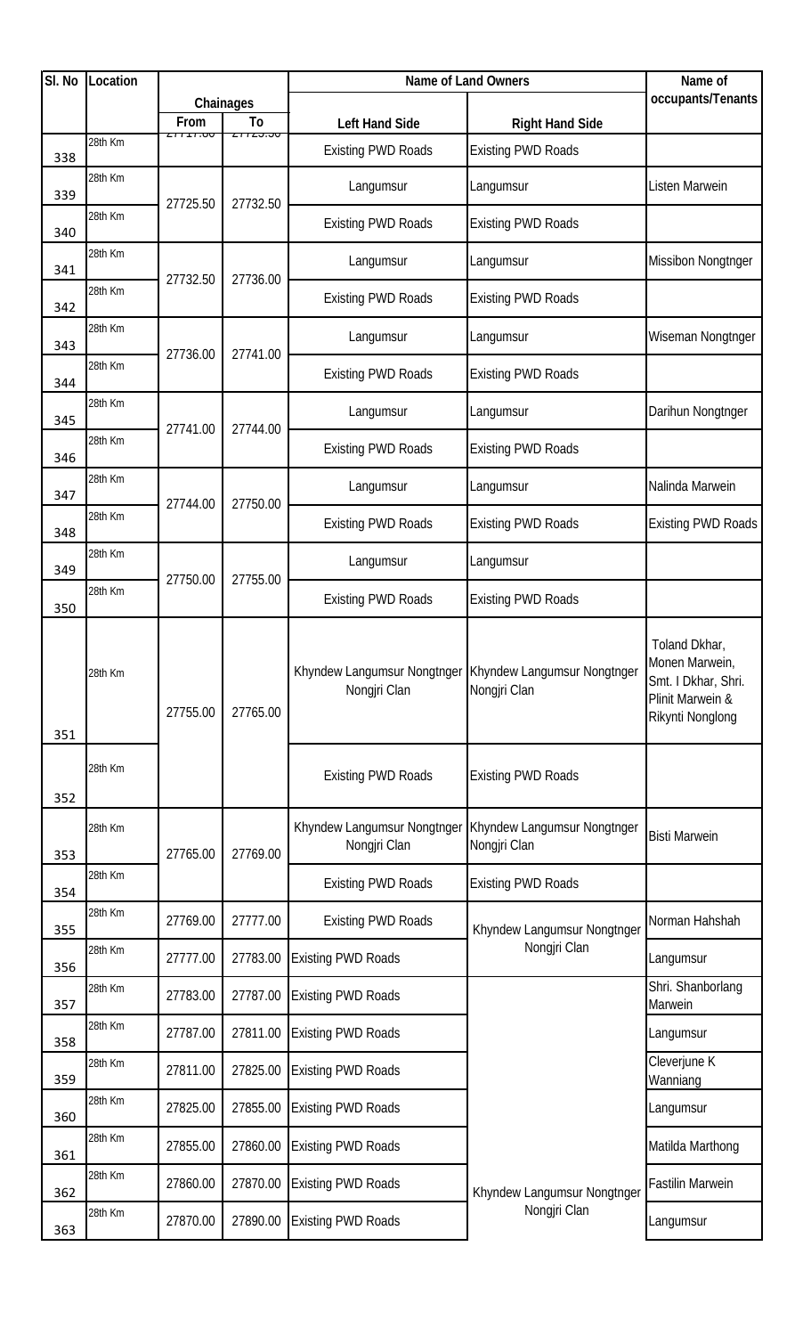| Sl. No | Location | Chainages | | Name of Land Owners | | Name of occupants/Tenants |
|---|---|---|---|---|---|---|
| | | From | To | Left Hand Side | Right Hand Side | |
| 338 | 28th Km | 27717.00 | 27725.50 | Existing PWD Roads | Existing PWD Roads | |
| 339 | 28th Km | 27725.50 | 27732.50 | Langumsur | Langumsur | Listen Marwein |
| 340 | 28th Km | | | Existing PWD Roads | Existing PWD Roads | |
| 341 | 28th Km | 27732.50 | 27736.00 | Langumsur | Langumsur | Missibon Nongtnger |
| 342 | 28th Km | | | Existing PWD Roads | Existing PWD Roads | |
| 343 | 28th Km | 27736.00 | 27741.00 | Langumsur | Langumsur | Wiseman Nongtnger |
| 344 | 28th Km | | | Existing PWD Roads | Existing PWD Roads | |
| 345 | 28th Km | 27741.00 | 27744.00 | Langumsur | Langumsur | Darihun Nongtnger |
| 346 | 28th Km | | | Existing PWD Roads | Existing PWD Roads | |
| 347 | 28th Km | 27744.00 | 27750.00 | Langumsur | Langumsur | Nalinda Marwein |
| 348 | 28th Km | | | Existing PWD Roads | Existing PWD Roads | Existing PWD Roads |
| 349 | 28th Km | 27750.00 | 27755.00 | Langumsur | Langumsur | |
| 350 | 28th Km | | | Existing PWD Roads | Existing PWD Roads | |
| 351 | 28th Km | 27755.00 | 27765.00 | Khyndew Langumsur Nongtnger Nongjri Clan | Khyndew Langumsur Nongtnger Nongjri Clan | Toland Dkhar, Monen Marwein, Smt. I Dkhar, Shri. Plinit Marwein & Rikynti Nonglong |
| 352 | 28th Km | | | Existing PWD Roads | Existing PWD Roads | |
| 353 | 28th Km | 27765.00 | 27769.00 | Khyndew Langumsur Nongtnger Nongjri Clan | Khyndew Langumsur Nongtnger Nongjri Clan | Bisti Marwein |
| 354 | 28th Km | | | Existing PWD Roads | Existing PWD Roads | |
| 355 | 28th Km | 27769.00 | 27777.00 | Existing PWD Roads | Khyndew Langumsur Nongtnger Nongjri Clan | Norman Hahshah |
| 356 | 28th Km | 27777.00 | 27783.00 | Existing PWD Roads | | Langumsur |
| 357 | 28th Km | 27783.00 | 27787.00 | Existing PWD Roads | Khyndew Langumsur Nongtnger Nongjri Clan | Shri. Shanborlang Marwein |
| 358 | 28th Km | 27787.00 | 27811.00 | Existing PWD Roads | | Langumsur |
| 359 | 28th Km | 27811.00 | 27825.00 | Existing PWD Roads | | Cleverjune K Wanniang |
| 360 | 28th Km | 27825.00 | 27855.00 | Existing PWD Roads | | Langumsur |
| 361 | 28th Km | 27855.00 | 27860.00 | Existing PWD Roads | | Matilda Marthong |
| 362 | 28th Km | 27860.00 | 27870.00 | Existing PWD Roads | | Fastilin Marwein |
| 363 | 28th Km | 27870.00 | 27890.00 | Existing PWD Roads | | Langumsur |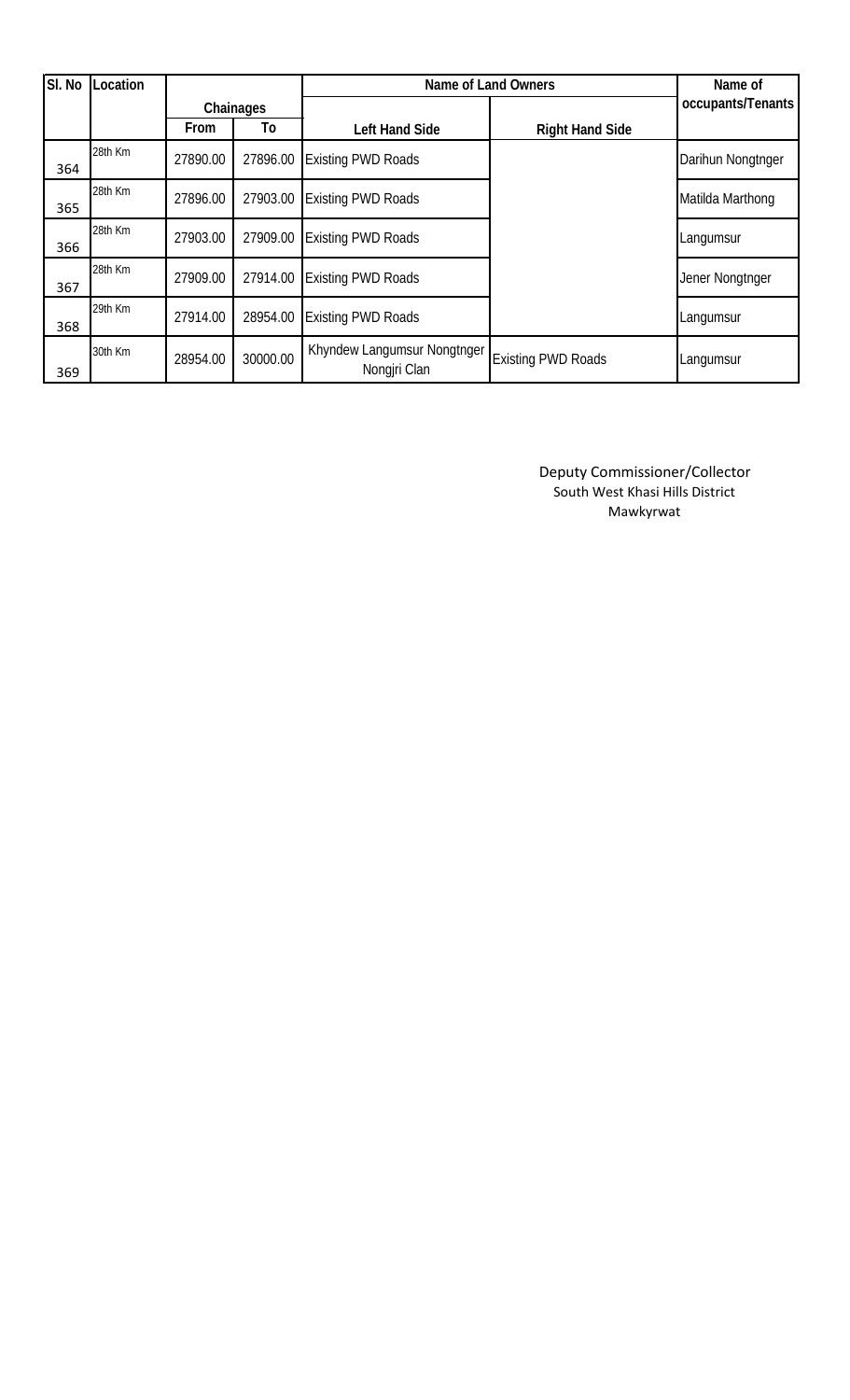| Sl. No | Location | Chainages | | Name of Land Owners | | Name of occupants/Tenants |
|---|---|---|---|---|---|---|
| | | From | To | Left Hand Side | Right Hand Side | |
| 364 | 28th Km | 27890.00 | 27896.00 | Existing PWD Roads | | Darihun Nongtnger |
| 365 | 28th Km | 27896.00 | 27903.00 | Existing PWD Roads | | Matilda Marthong |
| 366 | 28th Km | 27903.00 | 27909.00 | Existing PWD Roads | | Langumsur |
| 367 | 28th Km | 27909.00 | 27914.00 | Existing PWD Roads | | Jener Nongtnger |
| 368 | 29th Km | 27914.00 | 28954.00 | Existing PWD Roads | | Langumsur |
| 369 | 30th Km | 28954.00 | 30000.00 | Khyndew Langumsur Nongtnger Nongjri Clan | Existing PWD Roads | Langumsur |

Deputy Commissioner/Collector
South West Khasi Hills District
Mawkyrwat